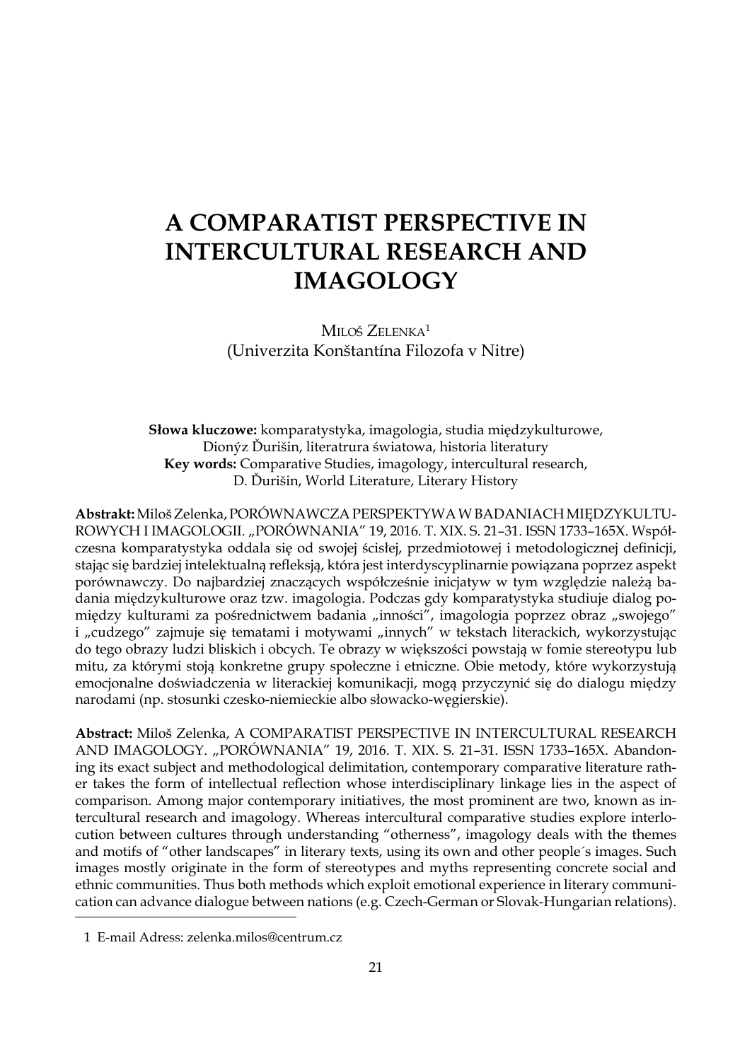# A COMPARATIST PERSPECTIVE IN INTERCULTURAL RESEARCH AND IMAGOLOGY

Miloš Zelenka[1]
(Univerzita Konštantína Filozofa v Nitre)

**Słowa kluczowe:** komparatystyka, imagologia, studia międzykulturowe, Dionýz Ďurišin, literatrura światowa, historia literatury
**Key words:** Comparative Studies, imagology, intercultural research, D. Ďurišin, World Literature, Literary History

**Abstrakt:** Miloš Zelenka, PORÓWNAWCZA PERSPEKTYWA W BADANIACH MIĘDZYKULTUROWYCH I IMAGOLOGII. „PORÓWNANIA" 19, 2016. T. XIX. S. 21–31. ISSN 1733–165X. Współczesna komparatystyka oddala się od swojej ścisłej, przedmiotowej i metodologicznej definicji, stając się bardziej intelektualną refleksją, która jest interdyscyplinarnie powiązana poprzez aspekt porównawczy. Do najbardziej znaczących współcześnie inicjatyw w tym względzie należą badania międzykulturowe oraz tzw. imagologia. Podczas gdy komparatystyka studiuje dialog pomiędzy kulturami za pośrednictwem badania „inności", imagologia poprzez obraz „swojego" i „cudzego" zajmuje się tematami i motywami „innych" w tekstach literackich, wykorzystując do tego obrazy ludzi bliskich i obcych. Te obrazy w większości powstają w fomie stereotypu lub mitu, za którymi stoją konkretne grupy społeczne i etniczne. Obie metody, które wykorzystują emocjonalne doświadczenia w literackiej komunikacji, mogą przyczynić się do dialogu między narodami (np. stosunki czesko-niemieckie albo słowacko-węgierskie).

**Abstract:** Miloš Zelenka, A COMPARATIST PERSPECTIVE IN INTERCULTURAL RESEARCH AND IMAGOLOGY. „PORÓWNANIA" 19, 2016. T. XIX. S. 21–31. ISSN 1733–165X. Abandoning its exact subject and methodological delimitation, contemporary comparative literature rather takes the form of intellectual reflection whose interdisciplinary linkage lies in the aspect of comparison. Among major contemporary initiatives, the most prominent are two, known as intercultural research and imagology. Whereas intercultural comparative studies explore interlocution between cultures through understanding "otherness", imagology deals with the themes and motifs of "other landscapes" in literary texts, using its own and other people´s images. Such images mostly originate in the form of stereotypes and myths representing concrete social and ethnic communities. Thus both methods which exploit emotional experience in literary communication can advance dialogue between nations (e.g. Czech-German or Slovak-Hungarian relations).

---

[1] E-mail Adress: zelenka.milos@centrum.cz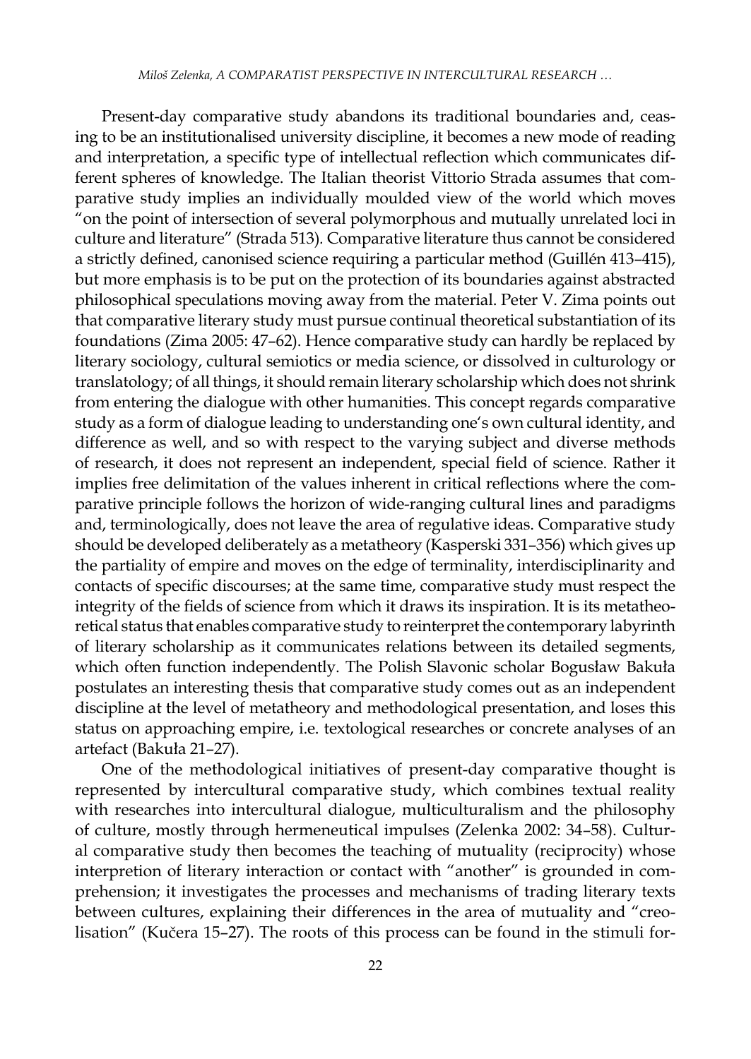Present-day comparative study abandons its traditional boundaries and, ceasing to be an institutionalised university discipline, it becomes a new mode of reading and interpretation, a specific type of intellectual reflection which communicates different spheres of knowledge. The Italian theorist Vittorio Strada assumes that comparative study implies an individually moulded view of the world which moves "on the point of intersection of several polymorphous and mutually unrelated loci in culture and literature" (Strada 513). Comparative literature thus cannot be considered a strictly defined, canonised science requiring a particular method (Guillén 413–415), but more emphasis is to be put on the protection of its boundaries against abstracted philosophical speculations moving away from the material. Peter V. Zima points out that comparative literary study must pursue continual theoretical substantiation of its foundations (Zima 2005: 47–62). Hence comparative study can hardly be replaced by literary sociology, cultural semiotics or media science, or dissolved in culturology or translatology; of all things, it should remain literary scholarship which does not shrink from entering the dialogue with other humanities. This concept regards comparative study as a form of dialogue leading to understanding one's own cultural identity, and difference as well, and so with respect to the varying subject and diverse methods of research, it does not represent an independent, special field of science. Rather it implies free delimitation of the values inherent in critical reflections where the comparative principle follows the horizon of wide-ranging cultural lines and paradigms and, terminologically, does not leave the area of regulative ideas. Comparative study should be developed deliberately as a metatheory (Kasperski 331–356) which gives up the partiality of empire and moves on the edge of terminality, interdisciplinarity and contacts of specific discourses; at the same time, comparative study must respect the integrity of the fields of science from which it draws its inspiration. It is its metatheoretical status that enables comparative study to reinterpret the contemporary labyrinth of literary scholarship as it communicates relations between its detailed segments, which often function independently. The Polish Slavonic scholar Bogusław Bakuła postulates an interesting thesis that comparative study comes out as an independent discipline at the level of metatheory and methodological presentation, and loses this status on approaching empire, i.e. textological researches or concrete analyses of an artefact (Bakuła 21–27).

One of the methodological initiatives of present-day comparative thought is represented by intercultural comparative study, which combines textual reality with researches into intercultural dialogue, multiculturalism and the philosophy of culture, mostly through hermeneutical impulses (Zelenka 2002: 34–58). Cultural comparative study then becomes the teaching of mutuality (reciprocity) whose interpretion of literary interaction or contact with "another" is grounded in comprehension; it investigates the processes and mechanisms of trading literary texts between cultures, explaining their differences in the area of mutuality and "creolisation" (Kučera 15–27). The roots of this process can be found in the stimuli for-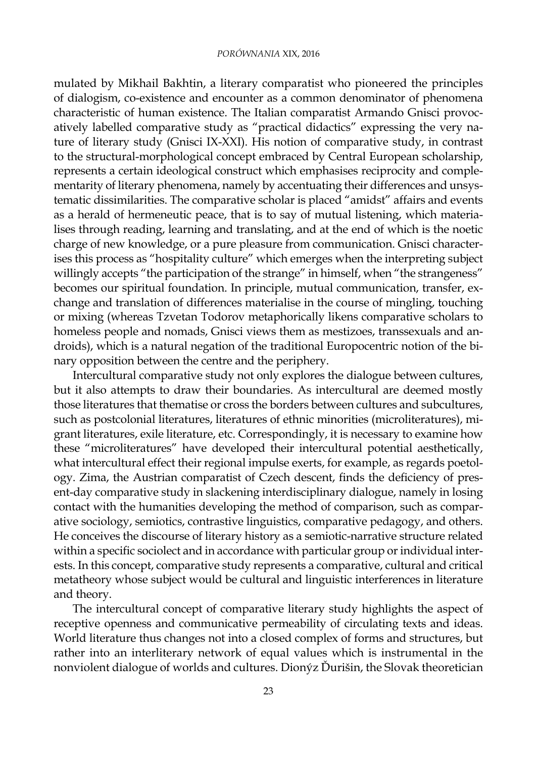mulated by Mikhail Bakhtin, a literary comparatist who pioneered the principles of dialogism, co-existence and encounter as a common denominator of phenomena characteristic of human existence. The Italian comparatist Armando Gnisci provocatively labelled comparative study as "practical didactics" expressing the very nature of literary study (Gnisci IX-XXI). His notion of comparative study, in contrast to the structural-morphological concept embraced by Central European scholarship, represents a certain ideological construct which emphasises reciprocity and complementarity of literary phenomena, namely by accentuating their differences and unsystematic dissimilarities. The comparative scholar is placed "amidst" affairs and events as a herald of hermeneutic peace, that is to say of mutual listening, which materialises through reading, learning and translating, and at the end of which is the noetic charge of new knowledge, or a pure pleasure from communication. Gnisci characterises this process as "hospitality culture" which emerges when the interpreting subject willingly accepts "the participation of the strange" in himself, when "the strangeness" becomes our spiritual foundation. In principle, mutual communication, transfer, exchange and translation of differences materialise in the course of mingling, touching or mixing (whereas Tzvetan Todorov metaphorically likens comparative scholars to homeless people and nomads, Gnisci views them as mestizoes, transsexuals and androids), which is a natural negation of the traditional Europocentric notion of the binary opposition between the centre and the periphery.

Intercultural comparative study not only explores the dialogue between cultures, but it also attempts to draw their boundaries. As intercultural are deemed mostly those literatures that thematise or cross the borders between cultures and subcultures, such as postcolonial literatures, literatures of ethnic minorities (microliteratures), migrant literatures, exile literature, etc. Correspondingly, it is necessary to examine how these "microliteratures" have developed their intercultural potential aesthetically, what intercultural effect their regional impulse exerts, for example, as regards poetology. Zima, the Austrian comparatist of Czech descent, finds the deficiency of present-day comparative study in slackening interdisciplinary dialogue, namely in losing contact with the humanities developing the method of comparison, such as comparative sociology, semiotics, contrastive linguistics, comparative pedagogy, and others. He conceives the discourse of literary history as a semiotic-narrative structure related within a specific sociolect and in accordance with particular group or individual interests. In this concept, comparative study represents a comparative, cultural and critical metatheory whose subject would be cultural and linguistic interferences in literature and theory.

The intercultural concept of comparative literary study highlights the aspect of receptive openness and communicative permeability of circulating texts and ideas. World literature thus changes not into a closed complex of forms and structures, but rather into an interliterary network of equal values which is instrumental in the nonviolent dialogue of worlds and cultures. Dionýz Ďurišin, the Slovak theoretician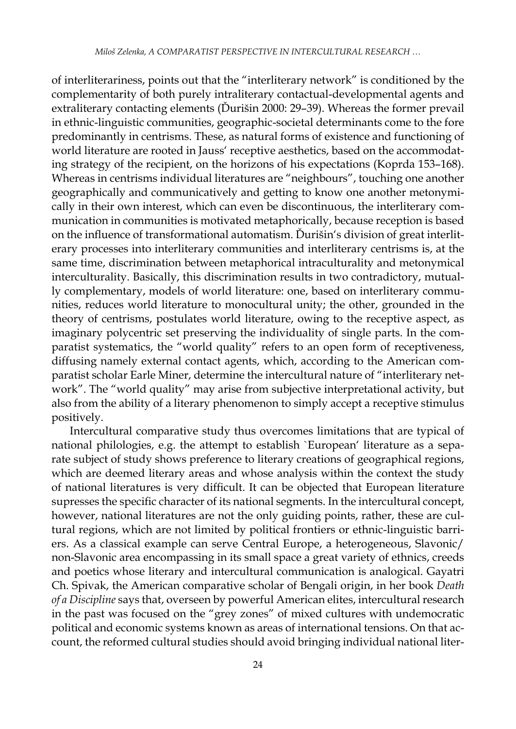of interliterariness, points out that the "interliterary network" is conditioned by the complementarity of both purely intraliterary contactual-developmental agents and extraliterary contacting elements (Ďurišin 2000: 29–39). Whereas the former prevail in ethnic-linguistic communities, geographic-societal determinants come to the fore predominantly in centrisms. These, as natural forms of existence and functioning of world literature are rooted in Jauss' receptive aesthetics, based on the accommodating strategy of the recipient, on the horizons of his expectations (Koprda 153–168). Whereas in centrisms individual literatures are "neighbours", touching one another geographically and communicatively and getting to know one another metonymically in their own interest, which can even be discontinuous, the interliterary communication in communities is motivated metaphorically, because reception is based on the influence of transformational automatism. Ďurišin's division of great interliterary processes into interliterary communities and interliterary centrisms is, at the same time, discrimination between metaphorical intraculturality and metonymical interculturality. Basically, this discrimination results in two contradictory, mutually complementary, models of world literature: one, based on interliterary communities, reduces world literature to monocultural unity; the other, grounded in the theory of centrisms, postulates world literature, owing to the receptive aspect, as imaginary polycentric set preserving the individuality of single parts. In the comparatist systematics, the "world quality" refers to an open form of receptiveness, diffusing namely external contact agents, which, according to the American comparatist scholar Earle Miner, determine the intercultural nature of "interliterary network". The "world quality" may arise from subjective interpretational activity, but also from the ability of a literary phenomenon to simply accept a receptive stimulus positively.

Intercultural comparative study thus overcomes limitations that are typical of national philologies, e.g. the attempt to establish `European' literature as a separate subject of study shows preference to literary creations of geographical regions, which are deemed literary areas and whose analysis within the context the study of national literatures is very difficult. It can be objected that European literature supresses the specific character of its national segments. In the intercultural concept, however, national literatures are not the only guiding points, rather, these are cultural regions, which are not limited by political frontiers or ethnic-linguistic barriers. As a classical example can serve Central Europe, a heterogeneous, Slavonic/non-Slavonic area encompassing in its small space a great variety of ethnics, creeds and poetics whose literary and intercultural communication is analogical. Gayatri Ch. Spivak, the American comparative scholar of Bengali origin, in her book *Death of a Discipline* says that, overseen by powerful American elites, intercultural research in the past was focused on the "grey zones" of mixed cultures with undemocratic political and economic systems known as areas of international tensions. On that account, the reformed cultural studies should avoid bringing individual national liter-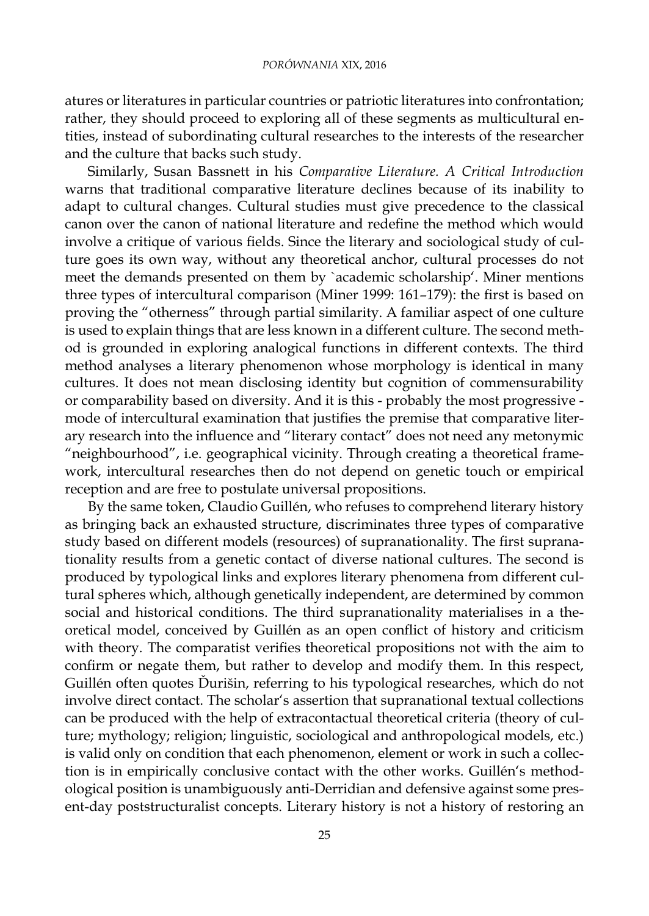atures or literatures in particular countries or patriotic literatures into confrontation; rather, they should proceed to exploring all of these segments as multicultural entities, instead of subordinating cultural researches to the interests of the researcher and the culture that backs such study.

Similarly, Susan Bassnett in his *Comparative Literature. A Critical Introduction* warns that traditional comparative literature declines because of its inability to adapt to cultural changes. Cultural studies must give precedence to the classical canon over the canon of national literature and redefine the method which would involve a critique of various fields. Since the literary and sociological study of culture goes its own way, without any theoretical anchor, cultural processes do not meet the demands presented on them by `academic scholarship'. Miner mentions three types of intercultural comparison (Miner 1999: 161–179): the first is based on proving the "otherness" through partial similarity. A familiar aspect of one culture is used to explain things that are less known in a different culture. The second method is grounded in exploring analogical functions in different contexts. The third method analyses a literary phenomenon whose morphology is identical in many cultures. It does not mean disclosing identity but cognition of commensurability or comparability based on diversity. And it is this - probably the most progressive - mode of intercultural examination that justifies the premise that comparative literary research into the influence and "literary contact" does not need any metonymic "neighbourhood", i.e. geographical vicinity. Through creating a theoretical framework, intercultural researches then do not depend on genetic touch or empirical reception and are free to postulate universal propositions.

By the same token, Claudio Guillén, who refuses to comprehend literary history as bringing back an exhausted structure, discriminates three types of comparative study based on different models (resources) of supranationality. The first supranationality results from a genetic contact of diverse national cultures. The second is produced by typological links and explores literary phenomena from different cultural spheres which, although genetically independent, are determined by common social and historical conditions. The third supranationality materialises in a theoretical model, conceived by Guillén as an open conflict of history and criticism with theory. The comparatist verifies theoretical propositions not with the aim to confirm or negate them, but rather to develop and modify them. In this respect, Guillén often quotes Ďurišin, referring to his typological researches, which do not involve direct contact. The scholar's assertion that supranational textual collections can be produced with the help of extracontactual theoretical criteria (theory of culture; mythology; religion; linguistic, sociological and anthropological models, etc.) is valid only on condition that each phenomenon, element or work in such a collection is in empirically conclusive contact with the other works. Guillén's methodological position is unambiguously anti-Derridian and defensive against some present-day poststructuralist concepts. Literary history is not a history of restoring an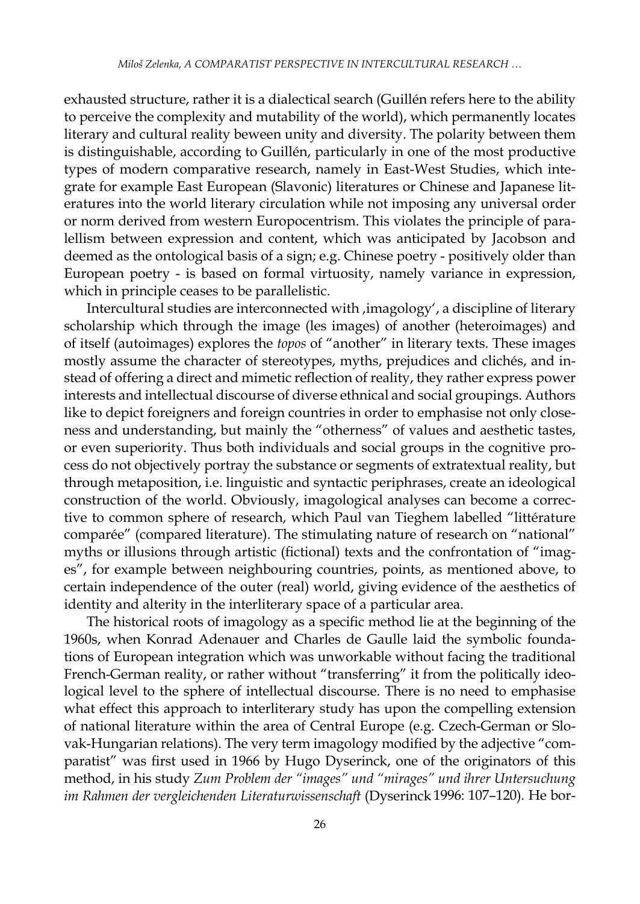exhausted structure, rather it is a dialectical search (Guillén refers here to the ability to perceive the complexity and mutability of the world), which permanently locates literary and cultural reality beween unity and diversity. The polarity between them is distinguishable, according to Guillén, particularly in one of the most productive types of modern comparative research, namely in East-West Studies, which integrate for example East European (Slavonic) literatures or Chinese and Japanese literatures into the world literary circulation while not imposing any universal order or norm derived from western Europocentrism. This violates the principle of parallellism between expression and content, which was anticipated by Jacobson and deemed as the ontological basis of a sign; e.g. Chinese poetry - positively older than European poetry - is based on formal virtuosity, namely variance in expression, which in principle ceases to be parallelistic.

Intercultural studies are interconnected with ‚imagology', a discipline of literary scholarship which through the image (les images) of another (heteroimages) and of itself (autoimages) explores the *topos* of "another" in literary texts. These images mostly assume the character of stereotypes, myths, prejudices and clichés, and instead of offering a direct and mimetic reflection of reality, they rather express power interests and intellectual discourse of diverse ethnical and social groupings. Authors like to depict foreigners and foreign countries in order to emphasise not only closeness and understanding, but mainly the "otherness" of values and aesthetic tastes, or even superiority. Thus both individuals and social groups in the cognitive process do not objectively portray the substance or segments of extratextual reality, but through metaposition, i.e. linguistic and syntactic periphrases, create an ideological construction of the world. Obviously, imagological analyses can become a corrective to common sphere of research, which Paul van Tieghem labelled "littérature comparée" (compared literature). The stimulating nature of research on "national" myths or illusions through artistic (fictional) texts and the confrontation of "images", for example between neighbouring countries, points, as mentioned above, to certain independence of the outer (real) world, giving evidence of the aesthetics of identity and alterity in the interliterary space of a particular area.

The historical roots of imagology as a specific method lie at the beginning of the 1960s, when Konrad Adenauer and Charles de Gaulle laid the symbolic foundations of European integration which was unworkable without facing the traditional French-German reality, or rather without "transferring" it from the politically ideological level to the sphere of intellectual discourse. There is no need to emphasise what effect this approach to interliterary study has upon the compelling extension of national literature within the area of Central Europe (e.g. Czech-German or Slovak-Hungarian relations). The very term imagology modified by the adjective "comparatist" was first used in 1966 by Hugo Dyserinck, one of the originators of this method, in his study *Zum Problem der "images" und "mirages" und ihrer Untersuchung im Rahmen der vergleichenden Literaturwissenschaft* (Dyserinck 1996: 107–120). He bor-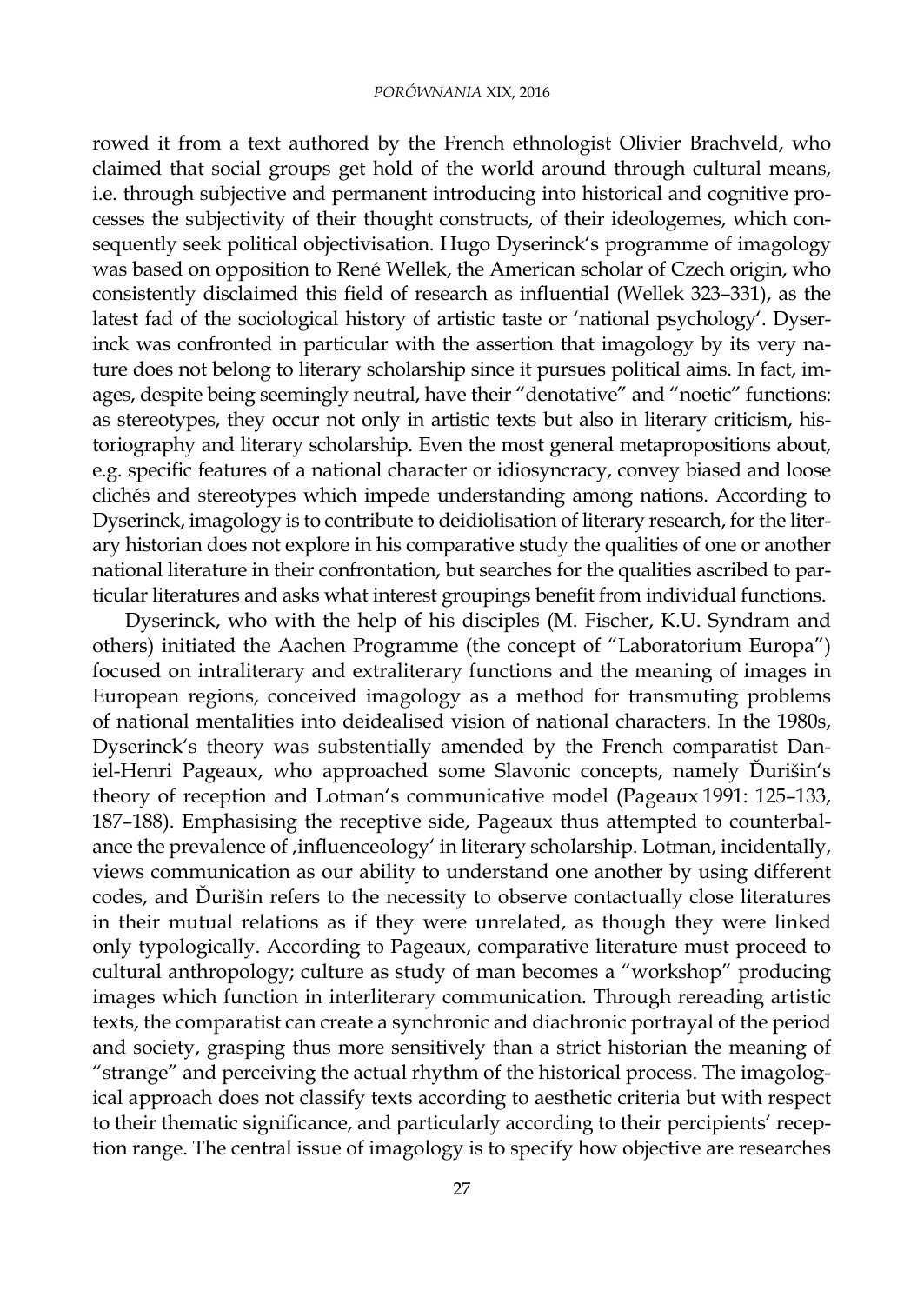rowed it from a text authored by the French ethnologist Olivier Brachveld, who claimed that social groups get hold of the world around through cultural means, i.e. through subjective and permanent introducing into historical and cognitive processes the subjectivity of their thought constructs, of their ideologemes, which consequently seek political objectivisation. Hugo Dyserinck's programme of imagology was based on opposition to René Wellek, the American scholar of Czech origin, who consistently disclaimed this field of research as influential (Wellek 323–331), as the latest fad of the sociological history of artistic taste or 'national psychology'. Dyserinck was confronted in particular with the assertion that imagology by its very nature does not belong to literary scholarship since it pursues political aims. In fact, images, despite being seemingly neutral, have their "denotative" and "noetic" functions: as stereotypes, they occur not only in artistic texts but also in literary criticism, historiography and literary scholarship. Even the most general metapropositions about, e.g. specific features of a national character or idiosyncracy, convey biased and loose clichés and stereotypes which impede understanding among nations. According to Dyserinck, imagology is to contribute to deidiolisation of literary research, for the literary historian does not explore in his comparative study the qualities of one or another national literature in their confrontation, but searches for the qualities ascribed to particular literatures and asks what interest groupings benefit from individual functions.

Dyserinck, who with the help of his disciples (M. Fischer, K.U. Syndram and others) initiated the Aachen Programme (the concept of "Laboratorium Europa") focused on intraliterary and extraliterary functions and the meaning of images in European regions, conceived imagology as a method for transmuting problems of national mentalities into deidealised vision of national characters. In the 1980s, Dyserinck's theory was substentially amended by the French comparatist Daniel-Henri Pageaux, who approached some Slavonic concepts, namely Ďurišin's theory of reception and Lotman's communicative model (Pageaux 1991: 125–133, 187–188). Emphasising the receptive side, Pageaux thus attempted to counterbalance the prevalence of ‚influenceology' in literary scholarship. Lotman, incidentally, views communication as our ability to understand one another by using different codes, and Ďurišin refers to the necessity to observe contactually close literatures in their mutual relations as if they were unrelated, as though they were linked only typologically. According to Pageaux, comparative literature must proceed to cultural anthropology; culture as study of man becomes a "workshop" producing images which function in interliterary communication. Through rereading artistic texts, the comparatist can create a synchronic and diachronic portrayal of the period and society, grasping thus more sensitively than a strict historian the meaning of "strange" and perceiving the actual rhythm of the historical process. The imagological approach does not classify texts according to aesthetic criteria but with respect to their thematic significance, and particularly according to their percipients' reception range. The central issue of imagology is to specify how objective are researches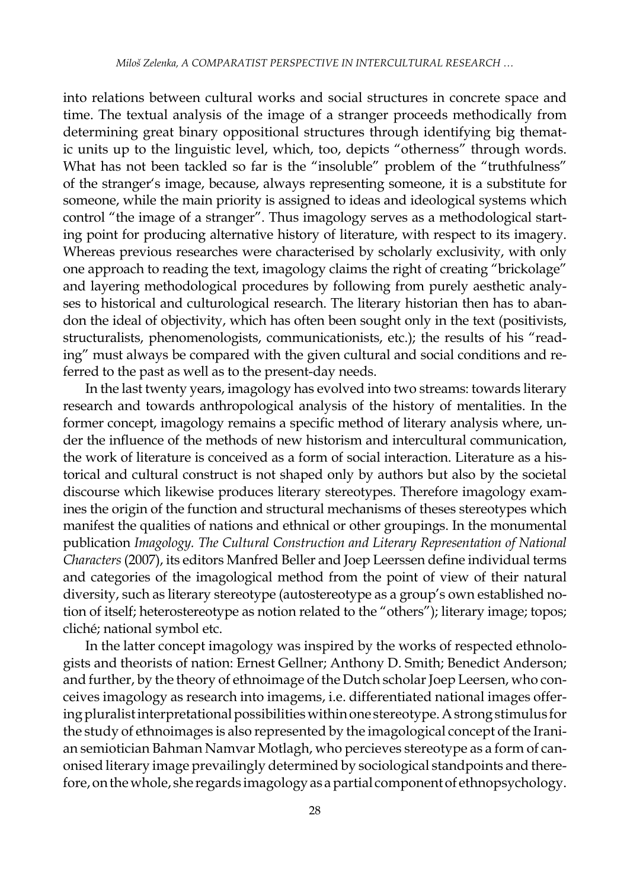into relations between cultural works and social structures in concrete space and time. The textual analysis of the image of a stranger proceeds methodically from determining great binary oppositional structures through identifying big thematic units up to the linguistic level, which, too, depicts "otherness" through words. What has not been tackled so far is the "insoluble" problem of the "truthfulness" of the stranger's image, because, always representing someone, it is a substitute for someone, while the main priority is assigned to ideas and ideological systems which control "the image of a stranger". Thus imagology serves as a methodological starting point for producing alternative history of literature, with respect to its imagery. Whereas previous researches were characterised by scholarly exclusivity, with only one approach to reading the text, imagology claims the right of creating "brickolage" and layering methodological procedures by following from purely aesthetic analyses to historical and culturological research. The literary historian then has to abandon the ideal of objectivity, which has often been sought only in the text (positivists, structuralists, phenomenologists, communicationists, etc.); the results of his "reading" must always be compared with the given cultural and social conditions and referred to the past as well as to the present-day needs.

In the last twenty years, imagology has evolved into two streams: towards literary research and towards anthropological analysis of the history of mentalities. In the former concept, imagology remains a specific method of literary analysis where, under the influence of the methods of new historism and intercultural communication, the work of literature is conceived as a form of social interaction. Literature as a historical and cultural construct is not shaped only by authors but also by the societal discourse which likewise produces literary stereotypes. Therefore imagology examines the origin of the function and structural mechanisms of theses stereotypes which manifest the qualities of nations and ethnical or other groupings. In the monumental publication *Imagology. The Cultural Construction and Literary Representation of National Characters* (2007), its editors Manfred Beller and Joep Leerssen define individual terms and categories of the imagological method from the point of view of their natural diversity, such as literary stereotype (autostereotype as a group's own established notion of itself; heterostereotype as notion related to the "others"); literary image; topos; cliché; national symbol etc.

In the latter concept imagology was inspired by the works of respected ethnologists and theorists of nation: Ernest Gellner; Anthony D. Smith; Benedict Anderson; and further, by the theory of ethnoimage of the Dutch scholar Joep Leersen, who conceives imagology as research into imagems, i.e. differentiated national images offering pluralist interpretational possibilities within one stereotype. A strong stimulus for the study of ethnoimages is also represented by the imagological concept of the Iranian semiotician Bahman Namvar Motlagh, who percieves stereotype as a form of canonised literary image prevailingly determined by sociological standpoints and therefore, on the whole, she regards imagology as a partial component of ethnopsychology.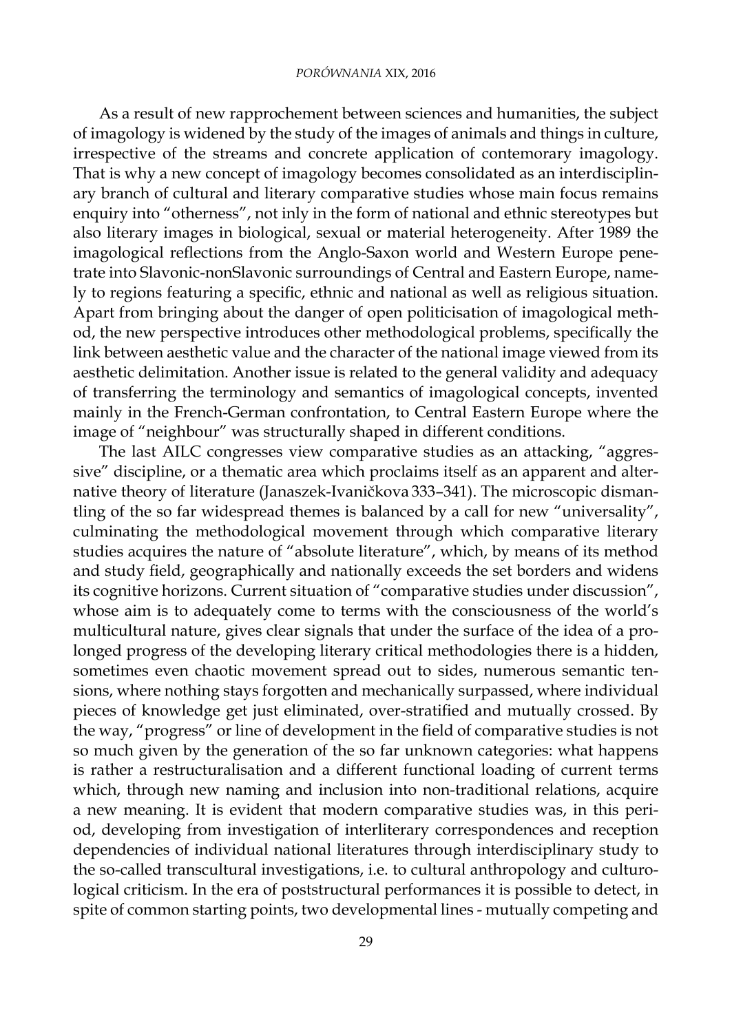As a result of new rapprochement between sciences and humanities, the subject of imagology is widened by the study of the images of animals and things in culture, irrespective of the streams and concrete application of contemorary imagology. That is why a new concept of imagology becomes consolidated as an interdisciplinary branch of cultural and literary comparative studies whose main focus remains enquiry into "otherness", not inly in the form of national and ethnic stereotypes but also literary images in biological, sexual or material heterogeneity. After 1989 the imagological reflections from the Anglo-Saxon world and Western Europe penetrate into Slavonic-nonSlavonic surroundings of Central and Eastern Europe, namely to regions featuring a specific, ethnic and national as well as religious situation. Apart from bringing about the danger of open politicisation of imagological method, the new perspective introduces other methodological problems, specifically the link between aesthetic value and the character of the national image viewed from its aesthetic delimitation. Another issue is related to the general validity and adequacy of transferring the terminology and semantics of imagological concepts, invented mainly in the French-German confrontation, to Central Eastern Europe where the image of "neighbour" was structurally shaped in different conditions.

The last AILC congresses view comparative studies as an attacking, "aggressive" discipline, or a thematic area which proclaims itself as an apparent and alternative theory of literature (Janaszek-Ivaničkova 333–341). The microscopic dismantling of the so far widespread themes is balanced by a call for new "universality", culminating the methodological movement through which comparative literary studies acquires the nature of "absolute literature", which, by means of its method and study field, geographically and nationally exceeds the set borders and widens its cognitive horizons. Current situation of "comparative studies under discussion", whose aim is to adequately come to terms with the consciousness of the world's multicultural nature, gives clear signals that under the surface of the idea of a prolonged progress of the developing literary critical methodologies there is a hidden, sometimes even chaotic movement spread out to sides, numerous semantic tensions, where nothing stays forgotten and mechanically surpassed, where individual pieces of knowledge get just eliminated, over-stratified and mutually crossed. By the way, "progress" or line of development in the field of comparative studies is not so much given by the generation of the so far unknown categories: what happens is rather a restructuralisation and a different functional loading of current terms which, through new naming and inclusion into non-traditional relations, acquire a new meaning. It is evident that modern comparative studies was, in this period, developing from investigation of interliterary correspondences and reception dependencies of individual national literatures through interdisciplinary study to the so-called transcultural investigations, i.e. to cultural anthropology and culturological criticism. In the era of poststructural performances it is possible to detect, in spite of common starting points, two developmental lines - mutually competing and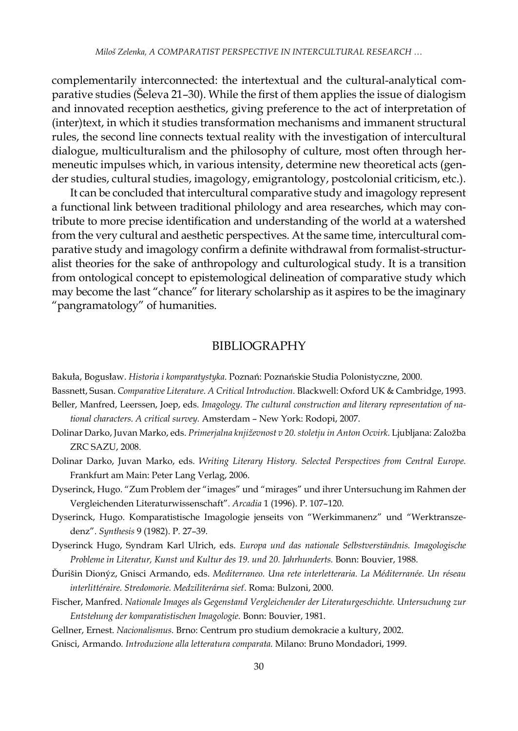complementarily interconnected: the intertextual and the cultural-analytical comparative studies (Šeleva 21–30). While the first of them applies the issue of dialogism and innovated reception aesthetics, giving preference to the act of interpretation of (inter)text, in which it studies transformation mechanisms and immanent structural rules, the second line connects textual reality with the investigation of intercultural dialogue, multiculturalism and the philosophy of culture, most often through hermeneutic impulses which, in various intensity, determine new theoretical acts (gender studies, cultural studies, imagology, emigrantology, postcolonial criticism, etc.).

It can be concluded that intercultural comparative study and imagology represent a functional link between traditional philology and area researches, which may contribute to more precise identification and understanding of the world at a watershed from the very cultural and aesthetic perspectives. At the same time, intercultural comparative study and imagology confirm a definite withdrawal from formalist-structuralist theories for the sake of anthropology and culturological study. It is a transition from ontological concept to epistemological delineation of comparative study which may become the last "chance" for literary scholarship as it aspires to be the imaginary "pangramatology" of humanities.

## BIBLIOGRAPHY

Bakuła, Bogusław. *Historia i komparatystyka*. Poznań: Poznańskie Studia Polonistyczne, 2000.

Bassnett, Susan. *Comparative Literature. A Critical Introduction*. Blackwell: Oxford UK & Cambridge, 1993.

Beller, Manfred, Leerssen, Joep, eds. *Imagology. The cultural construction and literary representation of national characters. A critical survey.* Amsterdam – New York: Rodopi, 2007.

Dolinar Darko, Juvan Marko, eds. *Primerjalna književnost v 20. stoletju in Anton Ocvirk.* Ljubljana: Založba ZRC SAZU, 2008.

Dolinar Darko, Juvan Marko, eds. *Writing Literary History. Selected Perspectives from Central Europe.* Frankfurt am Main: Peter Lang Verlag, 2006.

Dyserinck, Hugo. "Zum Problem der "images" und "mirages" und ihrer Untersuchung im Rahmen der Vergleichenden Literaturwissenschaft". *Arcadia* 1 (1996). P. 107–120.

Dyserinck, Hugo. Komparatistische Imagologie jenseits von "Werkimmanenz" und "Werktranszedenz". *Synthesis* 9 (1982). P. 27–39.

Dyserinck Hugo, Syndram Karl Ulrich, eds. *Europa und das nationale Selbstverständnis. Imagologische Probleme in Literatur, Kunst und Kultur des 19. und 20. Jahrhunderts.* Bonn: Bouvier, 1988.

Ďurišin Dionýz, Gnisci Armando, eds. *Mediterraneo. Una rete interletteraria. La Méditerranée. Un réseau interlittéraire. Stredomorie. Medziliterárna sieť*. Roma: Bulzoni, 2000.

Fischer, Manfred. *Nationale Images als Gegenstand Vergleichender der Literaturgeschichte. Untersuchung zur Entstehung der komparatistischen Imagologie.* Bonn: Bouvier, 1981.

Gellner, Ernest. *Nacionalismus.* Brno: Centrum pro studium demokracie a kultury, 2002.

Gnisci, Armando. *Introduzione alla letteratura comparata.* Milano: Bruno Mondadori, 1999.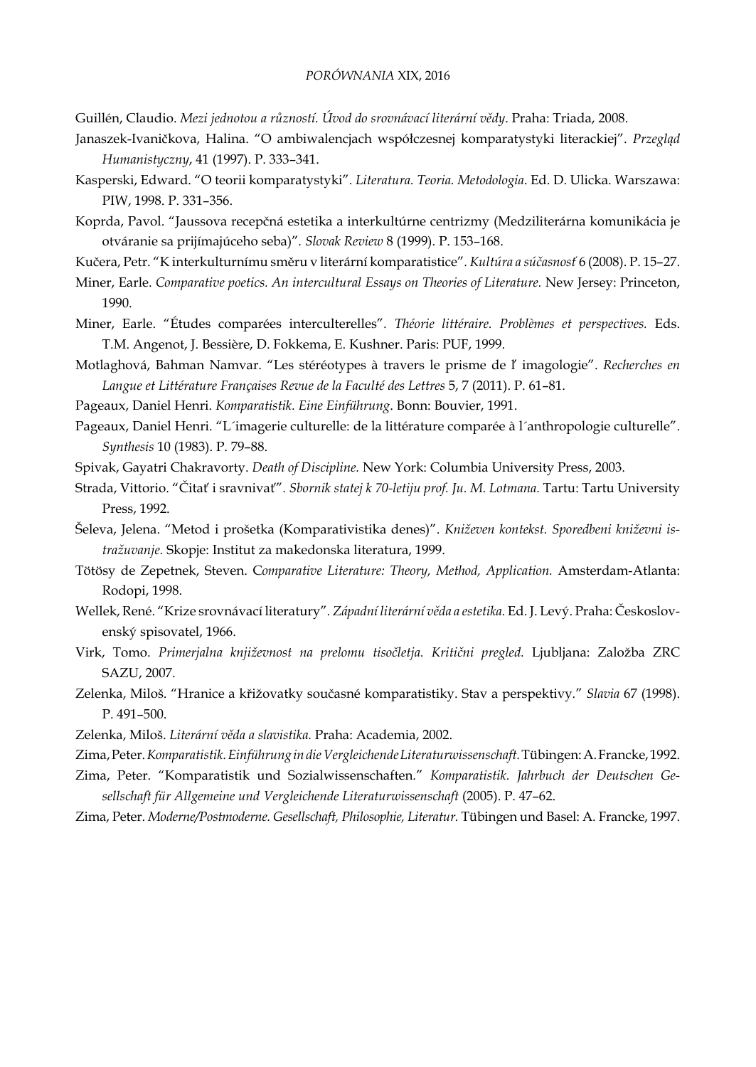Guillén, Claudio. *Mezi jednotou a růzností. Úvod do srovnávací literární vědy*. Praha: Triada, 2008.

Janaszek-Ivaničkova, Halina. "O ambiwalencjach współczesnej komparatystyki literackiej". *Przegląd Humanistyczny*, 41 (1997). P. 333–341.

Kasperski, Edward. "O teorii komparatystyki". *Literatura. Teoria. Metodologia*. Ed. D. Ulicka. Warszawa: PIW, 1998. P. 331–356.

Koprda, Pavol. "Jaussova recepčná estetika a interkultúrne centrizmy (Medziliterárna komunikácia je otváranie sa prijímajúceho seba)". *Slovak Review* 8 (1999). P. 153–168.

Kučera, Petr. "K interkulturnímu směru v literární komparatistice". *Kultúra a súčasnosť* 6 (2008). P. 15–27.

Miner, Earle. *Comparative poetics. An intercultural Essays on Theories of Literature.* New Jersey: Princeton, 1990.

Miner, Earle. "Études comparées interculterelles". *Théorie littéraire. Problèmes et perspectives.* Eds. T.M. Angenot, J. Bessière, D. Fokkema, E. Kushner. Paris: PUF, 1999.

Motlaghová, Bahman Namvar. "Les stéréotypes à travers le prisme de ľ imagologie". *Recherches en Langue et Littérature Françaises Revue de la Faculté des Lettres* 5, 7 (2011). P. 61–81.

Pageaux, Daniel Henri. *Komparatistik. Eine Einführung*. Bonn: Bouvier, 1991.

Pageaux, Daniel Henri. "L´imagerie culturelle: de la littérature comparée à l´anthropologie culturelle". *Synthesis* 10 (1983). P. 79–88.

Spivak, Gayatri Chakravorty. *Death of Discipline.* New York: Columbia University Press, 2003.

Strada, Vittorio. "Čitať i sravnivať". *Sbornik statej k 70-letiju prof. Ju. M. Lotmana.* Tartu: Tartu University Press, 1992.

Šeleva, Jelena. "Metod i prošetka (Komparativistika denes)". *Kniževen kontekst. Sporedbeni kniževni istražuvanje.* Skopje: Institut za makedonska literatura, 1999.

Tötösy de Zepetnek, Steven. *Comparative Literature: Theory, Method, Application.* Amsterdam-Atlanta: Rodopi, 1998.

Wellek, René. "Krize srovnávací literatury". *Západní literární věda a estetika.* Ed. J. Levý. Praha: Československý spisovatel, 1966.

Virk, Tomo. *Primerjalna književnost na prelomu tisočletja. Kritični pregled.* Ljubljana: Založba ZRC SAZU, 2007.

Zelenka, Miloš. "Hranice a křižovatky současné komparatistiky. Stav a perspektivy." *Slavia* 67 (1998). P. 491–500.

Zelenka, Miloš. *Literární věda a slavistika.* Praha: Academia, 2002.

Zima, Peter. *Komparatistik. Einführung in die Vergleichende Literaturwissenschaft.* Tübingen: A. Francke, 1992.

Zima, Peter. "Komparatistik und Sozialwissenschaften." *Komparatistik. Jahrbuch der Deutschen Gesellschaft für Allgemeine und Vergleichende Literaturwissenschaft* (2005). P. 47–62.

Zima, Peter. *Moderne/Postmoderne. Gesellschaft, Philosophie, Literatur.* Tübingen und Basel: A. Francke, 1997.